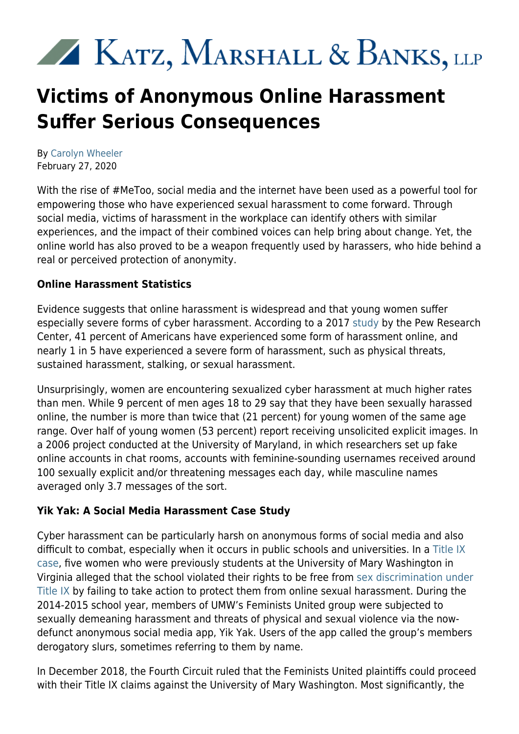# Katz, Marshall & Banks, LLP

# Victims of Anonymous Online Harassment Suffer Serious Consequences

By Carolyn Wheeler
February 27, 2020

With the rise of #MeToo, social media and the internet have been used as a powerful tool for empowering those who have experienced sexual harassment to come forward. Through social media, victims of harassment in the workplace can identify others with similar experiences, and the impact of their combined voices can help bring about change. Yet, the online world has also proved to be a weapon frequently used by harassers, who hide behind a real or perceived protection of anonymity.

**Online Harassment Statistics**

Evidence suggests that online harassment is widespread and that young women suffer especially severe forms of cyber harassment. According to a 2017 study by the Pew Research Center, 41 percent of Americans have experienced some form of harassment online, and nearly 1 in 5 have experienced a severe form of harassment, such as physical threats, sustained harassment, stalking, or sexual harassment.

Unsurprisingly, women are encountering sexualized cyber harassment at much higher rates than men. While 9 percent of men ages 18 to 29 say that they have been sexually harassed online, the number is more than twice that (21 percent) for young women of the same age range. Over half of young women (53 percent) report receiving unsolicited explicit images. In a 2006 project conducted at the University of Maryland, in which researchers set up fake online accounts in chat rooms, accounts with feminine-sounding usernames received around 100 sexually explicit and/or threatening messages each day, while masculine names averaged only 3.7 messages of the sort.

**Yik Yak: A Social Media Harassment Case Study**

Cyber harassment can be particularly harsh on anonymous forms of social media and also difficult to combat, especially when it occurs in public schools and universities. In a Title IX case, five women who were previously students at the University of Mary Washington in Virginia alleged that the school violated their rights to be free from sex discrimination under Title IX by failing to take action to protect them from online sexual harassment. During the 2014-2015 school year, members of UMW's Feminists United group were subjected to sexually demeaning harassment and threats of physical and sexual violence via the now-defunct anonymous social media app, Yik Yak. Users of the app called the group's members derogatory slurs, sometimes referring to them by name.

In December 2018, the Fourth Circuit ruled that the Feminists United plaintiffs could proceed with their Title IX claims against the University of Mary Washington. Most significantly, the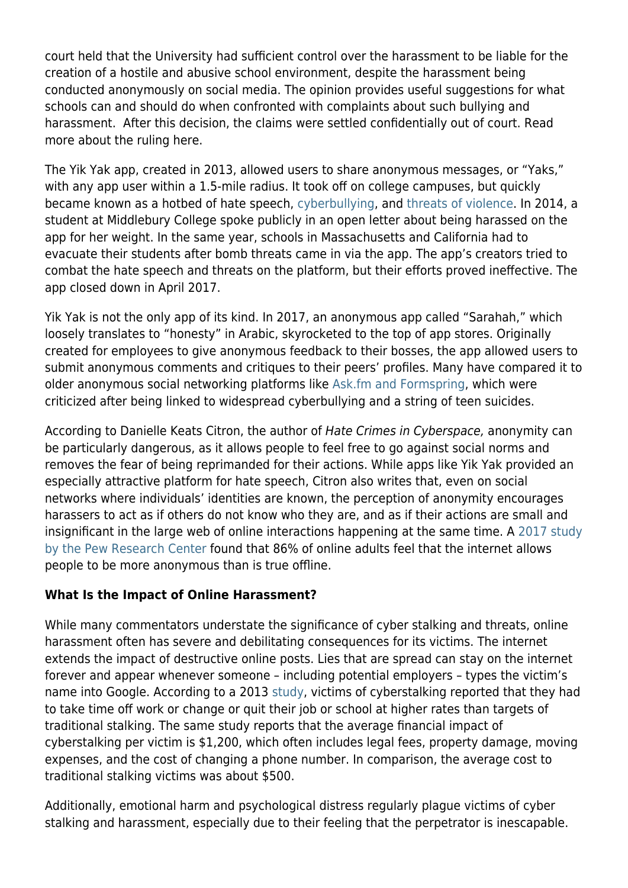court held that the University had sufficient control over the harassment to be liable for the creation of a hostile and abusive school environment, despite the harassment being conducted anonymously on social media. The opinion provides useful suggestions for what schools can and should do when confronted with complaints about such bullying and harassment. After this decision, the claims were settled confidentially out of court. Read more about the ruling here.

The Yik Yak app, created in 2013, allowed users to share anonymous messages, or "Yaks," with any app user within a 1.5-mile radius. It took off on college campuses, but quickly became known as a hotbed of hate speech, cyberbullying, and threats of violence. In 2014, a student at Middlebury College spoke publicly in an open letter about being harassed on the app for her weight. In the same year, schools in Massachusetts and California had to evacuate their students after bomb threats came in via the app. The app's creators tried to combat the hate speech and threats on the platform, but their efforts proved ineffective. The app closed down in April 2017.

Yik Yak is not the only app of its kind. In 2017, an anonymous app called "Sarahah," which loosely translates to "honesty" in Arabic, skyrocketed to the top of app stores. Originally created for employees to give anonymous feedback to their bosses, the app allowed users to submit anonymous comments and critiques to their peers' profiles. Many have compared it to older anonymous social networking platforms like Ask.fm and Formspring, which were criticized after being linked to widespread cyberbullying and a string of teen suicides.

According to Danielle Keats Citron, the author of *Hate Crimes in Cyberspace,* anonymity can be particularly dangerous, as it allows people to feel free to go against social norms and removes the fear of being reprimanded for their actions. While apps like Yik Yak provided an especially attractive platform for hate speech, Citron also writes that, even on social networks where individuals' identities are known, the perception of anonymity encourages harassers to act as if others do not know who they are, and as if their actions are small and insignificant in the large web of online interactions happening at the same time. A 2017 study by the Pew Research Center found that 86% of online adults feel that the internet allows people to be more anonymous than is true offline.

**What Is the Impact of Online Harassment?**

While many commentators understate the significance of cyber stalking and threats, online harassment often has severe and debilitating consequences for its victims. The internet extends the impact of destructive online posts. Lies that are spread can stay on the internet forever and appear whenever someone – including potential employers – types the victim's name into Google. According to a 2013 study, victims of cyberstalking reported that they had to take time off work or change or quit their job or school at higher rates than targets of traditional stalking. The same study reports that the average financial impact of cyberstalking per victim is $1,200, which often includes legal fees, property damage, moving expenses, and the cost of changing a phone number. In comparison, the average cost to traditional stalking victims was about $500.

Additionally, emotional harm and psychological distress regularly plague victims of cyber stalking and harassment, especially due to their feeling that the perpetrator is inescapable.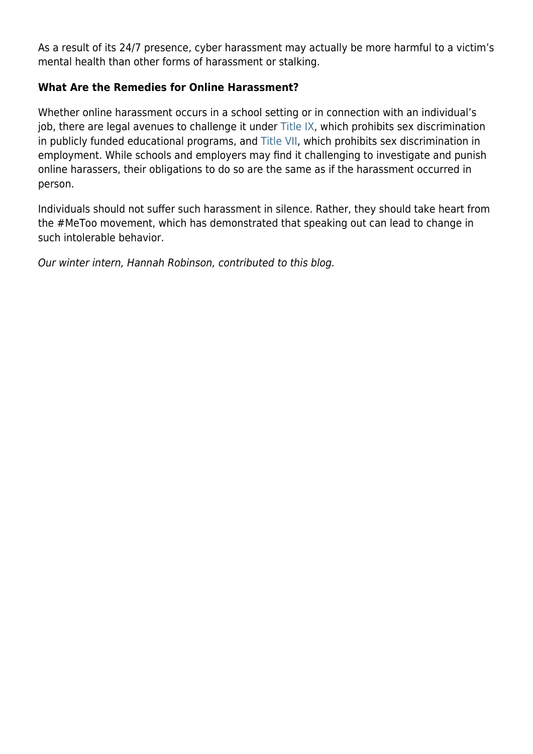As a result of its 24/7 presence, cyber harassment may actually be more harmful to a victim's mental health than other forms of harassment or stalking.

**What Are the Remedies for Online Harassment?**

Whether online harassment occurs in a school setting or in connection with an individual's job, there are legal avenues to challenge it under Title IX, which prohibits sex discrimination in publicly funded educational programs, and Title VII, which prohibits sex discrimination in employment. While schools and employers may find it challenging to investigate and punish online harassers, their obligations to do so are the same as if the harassment occurred in person.

Individuals should not suffer such harassment in silence. Rather, they should take heart from the #MeToo movement, which has demonstrated that speaking out can lead to change in such intolerable behavior.

*Our winter intern, Hannah Robinson, contributed to this blog.*